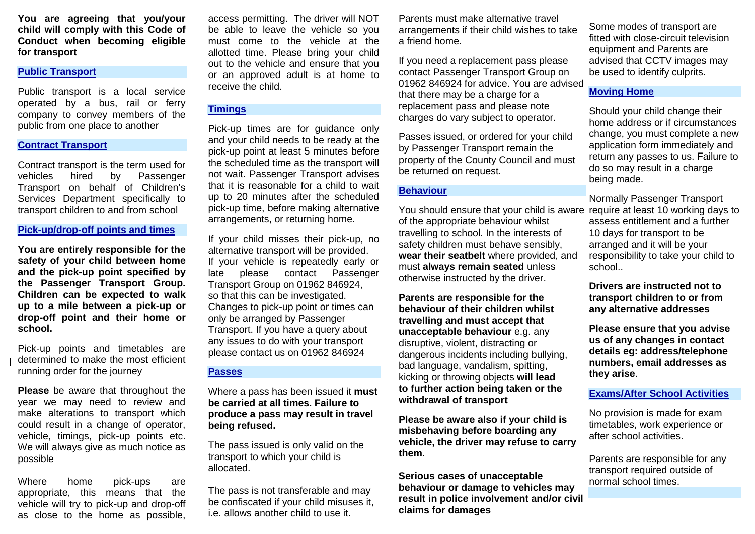**You are agreeing that you/your child will comply with this Code of Conduct when becoming eligible for transport**

## Public Transport

Public transport is a local service operated by a bus, rail or ferry company to convey members of the public from one place to another

## Contract Transport

Contract transport is the term used for vehicles hired by Passenger Transport on behalf of Children's Services Department specifically to transport children to and from school

## Pick-up/drop-off points and times

**You are entirely responsible for the safety of your child between home and the pick-up point specified by the Passenger Transport Group. Children can be expected to walk up to a mile between a pick-up or drop-off point and their home or school.**

Pick-up points and timetables are determined to make the most efficient running order for the journey

**Please** be aware that throughout the year we may need to review and make alterations to transport which could result in a change of operator, vehicle, timings, pick-up points etc. We will always give as much notice as possible

Where home pick-ups are appropriate, this means that the vehicle will try to pick-up and drop-off as close to the home as possible, access permitting. The driver will NOT be able to leave the vehicle so you must come to the vehicle at the allotted time. Please bring your child out to the vehicle and ensure that you or an approved adult is at home to receive the child.

## Timings

Pick-up times are for guidance only and your child needs to be ready at the pick-up point at least 5 minutes before the scheduled time as the transport will not wait. Passenger Transport advises that it is reasonable for a child to wait up to 20 minutes after the scheduled pick-up time, before making alternative arrangements, or returning home.

If your child misses their pick-up, no alternative transport will be provided. If your vehicle is repeatedly early or late please contact Passenger Transport Group on 01962 846924, so that this can be investigated. Changes to pick-up point or times can only be arranged by Passenger Transport. If you have a query about any issues to do with your transport please contact us on 01962 846924

## Passes

Where a pass has been issued it **must be carried at all times. Failure to produce a pass may result in travel being refused.**

The pass issued is only valid on the transport to which your child is allocated.

The pass is not transferable and may be confiscated if your child misuses it, i.e. allows another child to use it.

Parents must make alternative travel arrangements if their child wishes to take a friend home.

If you need a replacement pass please contact Passenger Transport Group on 01962 846924 for advice. You are advised that there may be a charge for a replacement pass and please note charges do vary subject to operator.

Passes issued, or ordered for your child by Passenger Transport remain the property of the County Council and must be returned on request.

## Behaviour

You should ensure that your child is aware of the appropriate behaviour whilst travelling to school. In the interests of safety children must behave sensibly, **wear their seatbelt** where provided, and must **always remain seated** unless otherwise instructed by the driver.

**Parents are responsible for the behaviour of their children whilst travelling and must accept that unacceptable behaviour** e.g. any disruptive, violent, distracting or dangerous incidents including bullying, bad language, vandalism, spitting, kicking or throwing objects **will lead to further action being taken or the withdrawal of transport**

**Please be aware also if your child is misbehaving before boarding any vehicle, the driver may refuse to carry them.**

**Serious cases of unacceptable behaviour or damage to vehicles may result in police involvement and/or civil claims for damages**

Some modes of transport are fitted with close-circuit television equipment and Parents are advised that CCTV images may be used to identify culprits.

## Moving Home

Should your child change their home address or if circumstances change, you must complete a new application form immediately and return any passes to us. Failure to do so may result in a charge being made.

Normally Passenger Transport require at least 10 working days to assess entitlement and a further 10 days for transport to be arranged and it will be your responsibility to take your child to school..

**Drivers are instructed not to transport children to or from any alternative addresses**

**Please ensure that you advise us of any changes in contact details eg: address/telephone numbers, email addresses as they arise**.

## Exams/After School Activities

No provision is made for exam timetables, work experience or after school activities.

Parents are responsible for any transport required outside of normal school times.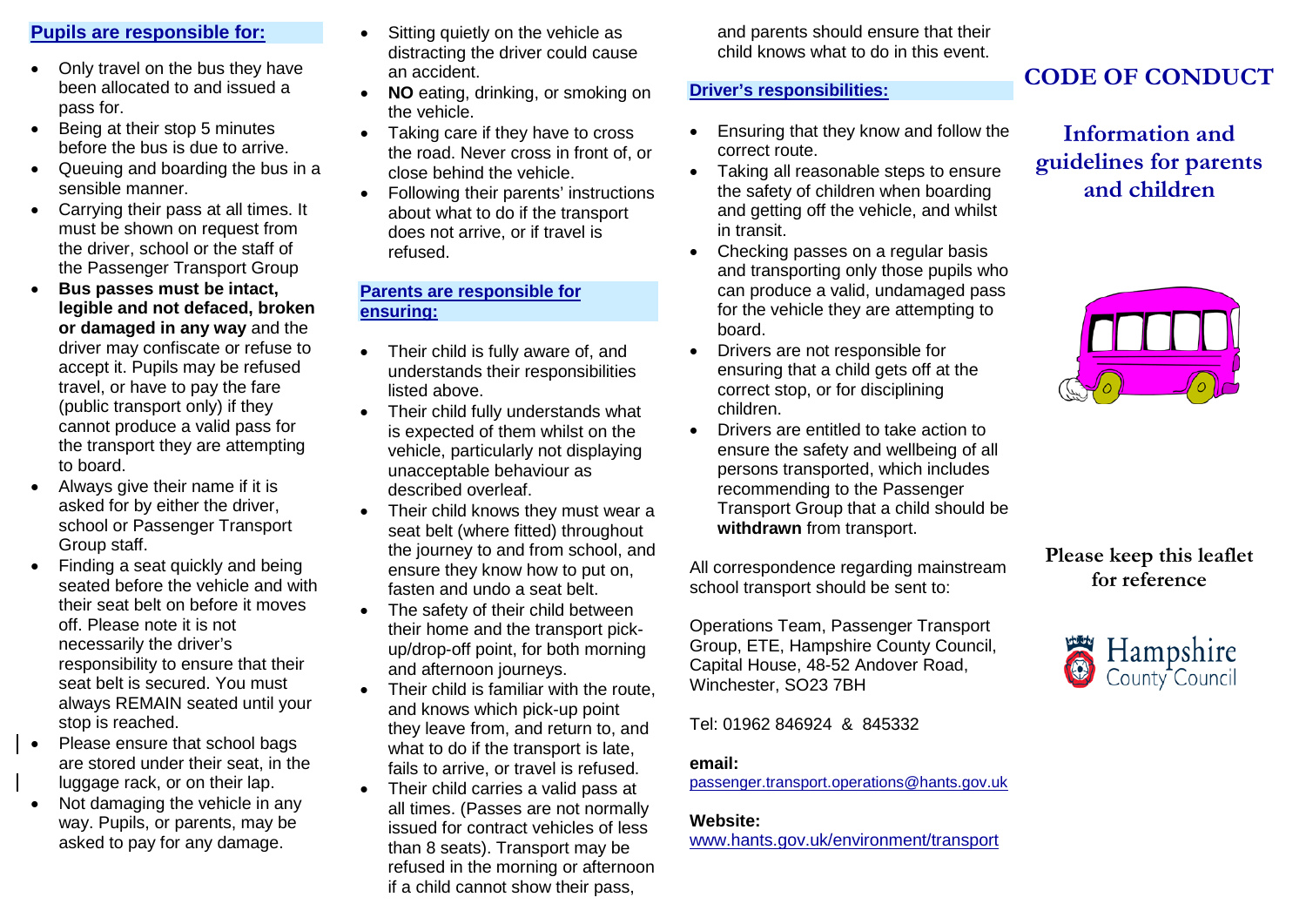## Pupils are responsible for:

- Only travel on the bus they have been allocated to and issued a pass for.
- Being at their stop 5 minutes before the bus is due to arrive.
- Queuing and boarding the bus in a sensible manner.
- Carrying their pass at all times. It must be shown on request from the driver, school or the staff of the Passenger Transport Group
- **Bus passes must be intact, legible and not defaced, broken or damaged in any way** and the driver may confiscate or refuse to accept it. Pupils may be refused travel, or have to pay the fare (public transport only) if they cannot produce a valid pass for the transport they are attempting to board.
- Always give their name if it is asked for by either the driver, school or Passenger Transport Group staff.
- Finding a seat quickly and being seated before the vehicle and with their seat belt on before it moves off. Please note it is not necessarily the driver's responsibility to ensure that their seat belt is secured. You must always REMAIN seated until your stop is reached.
- Please ensure that school bags are stored under their seat, in the luggage rack, or on their lap.
- Not damaging the vehicle in any way. Pupils, or parents, may be asked to pay for any damage.
- Sitting quietly on the vehicle as distracting the driver could cause an accident.
- **NO** eating, drinking, or smoking on the vehicle.
- Taking care if they have to cross the road. Never cross in front of, or close behind the vehicle.
- Following their parents' instructions about what to do if the transport does not arrive, or if travel is refused.

## Parents are responsible for ensuring:

- Their child is fully aware of, and understands their responsibilities listed above.
- Their child fully understands what is expected of them whilst on the vehicle, particularly not displaying unacceptable behaviour as described overleaf.
- Their child knows they must wear a seat belt (where fitted) throughout the journey to and from school, and ensure they know how to put on, fasten and undo a seat belt.
- The safety of their child between their home and the transport pick-up/drop-off point, for both morning and afternoon journeys.
- Their child is familiar with the route, and knows which pick-up point they leave from, and return to, and what to do if the transport is late, fails to arrive, or travel is refused.
- Their child carries a valid pass at all times. (Passes are not normally issued for contract vehicles of less than 8 seats). Transport may be refused in the morning or afternoon if a child cannot show their pass, and parents should ensure that their child knows what to do in this event.

## Driver's responsibilities:

- Ensuring that they know and follow the correct route.
- Taking all reasonable steps to ensure the safety of children when boarding and getting off the vehicle, and whilst in transit.
- Checking passes on a regular basis and transporting only those pupils who can produce a valid, undamaged pass for the vehicle they are attempting to board.
- Drivers are not responsible for ensuring that a child gets off at the correct stop, or for disciplining children.
- Drivers are entitled to take action to ensure the safety and wellbeing of all persons transported, which includes recommending to the Passenger Transport Group that a child should be **withdrawn** from transport.

All correspondence regarding mainstream school transport should be sent to:

Operations Team, Passenger Transport Group, ETE, Hampshire County Council, Capital House, 48-52 Andover Road, Winchester, SO23 7BH

Tel: 01962 846924 & 845332

**email:**
passenger.transport.operations@hants.gov.uk

**Website:**
www.hants.gov.uk/environment/transport

# CODE OF CONDUCT

## Information and guidelines for parents and children

**Please keep this leaflet for reference**

Hampshire County Council